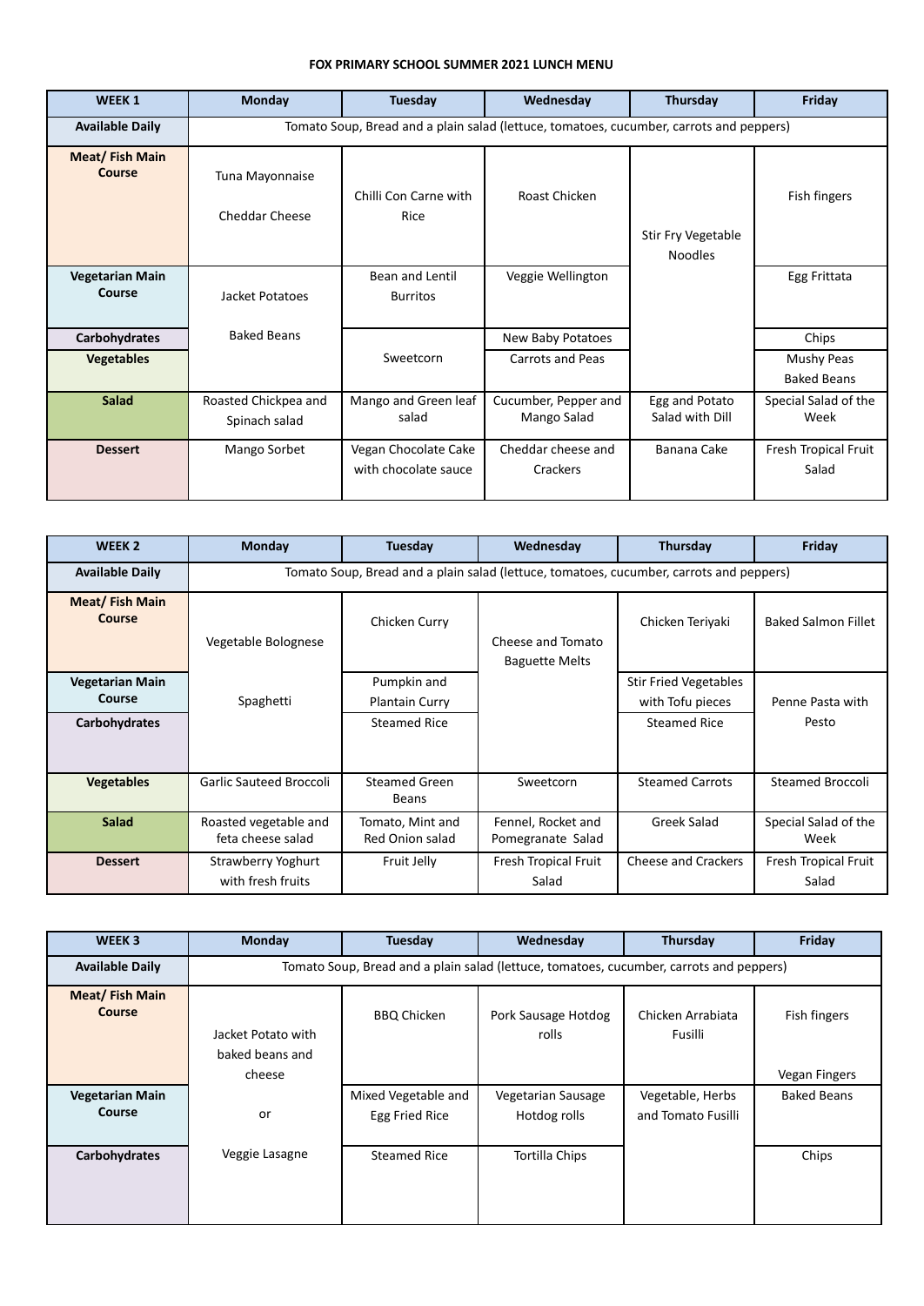# FOX PRIMARY SCHOOL SUMMER 2021 LUNCH MENU

| WEEK 1 | Monday | Tuesday | Wednesday | Thursday | Friday |
|---|---|---|---|---|---|
| **Available Daily** | Tomato Soup, Bread and a plain salad (lettuce, tomatoes, cucumber, carrots and peppers) | | | | |
| **Meat/ Fish Main Course** | Tuna Mayonnaise<br>Cheddar Cheese | Chilli Con Carne with Rice | Roast Chicken | Stir Fry Vegetable Noodles | Fish fingers |
| **Vegetarian Main Course** | Jacket Potatoes<br>Baked Beans | Bean and Lentil Burritos | Veggie Wellington | | Egg Frittata |
| **Carbohydrates** | | Sweetcorn | New Baby Potatoes | | Chips |
| **Vegetables** | | | Carrots and Peas | | Mushy Peas<br>Baked Beans |
| **Salad** | Roasted Chickpea and Spinach salad | Mango and Green leaf salad | Cucumber, Pepper and Mango Salad | Egg and Potato Salad with Dill | Special Salad of the Week |
| **Dessert** | Mango Sorbet | Vegan Chocolate Cake with chocolate sauce | Cheddar cheese and Crackers | Banana Cake | Fresh Tropical Fruit Salad |

| WEEK 2 | Monday | Tuesday | Wednesday | Thursday | Friday |
|---|---|---|---|---|---|
| **Available Daily** | Tomato Soup, Bread and a plain salad (lettuce, tomatoes, cucumber, carrots and peppers) | | | | |
| **Meat/ Fish Main Course** | Vegetable Bolognese | Chicken Curry | Cheese and Tomato Baguette Melts | Chicken Teriyaki | Baked Salmon Fillet |
| **Vegetarian Main Course** | Spaghetti | Pumpkin and Plantain Curry | | Stir Fried Vegetables with Tofu pieces | Penne Pasta with Pesto |
| **Carbohydrates** | | Steamed Rice | | Steamed Rice | |
| **Vegetables** | Garlic Sauteed Broccoli | Steamed Green Beans | Sweetcorn | Steamed Carrots | Steamed Broccoli |
| **Salad** | Roasted vegetable and feta cheese salad | Tomato, Mint and Red Onion salad | Fennel, Rocket and Pomegranate Salad | Greek Salad | Special Salad of the Week |
| **Dessert** | Strawberry Yoghurt with fresh fruits | Fruit Jelly | Fresh Tropical Fruit Salad | Cheese and Crackers | Fresh Tropical Fruit Salad |

| WEEK 3 | Monday | Tuesday | Wednesday | Thursday | Friday |
|---|---|---|---|---|---|
| **Available Daily** | Tomato Soup, Bread and a plain salad (lettuce, tomatoes, cucumber, carrots and peppers) | | | | |
| **Meat/ Fish Main Course** | Jacket Potato with baked beans and cheese | BBQ Chicken | Pork Sausage Hotdog rolls | Chicken Arrabiata Fusilli | Fish fingers<br>Vegan Fingers |
| **Vegetarian Main Course** | or | Mixed Vegetable and Egg Fried Rice | Vegetarian Sausage Hotdog rolls | Vegetable, Herbs and Tomato Fusilli | Baked Beans |
| **Carbohydrates** | Veggie Lasagne | Steamed Rice | Tortilla Chips | | Chips |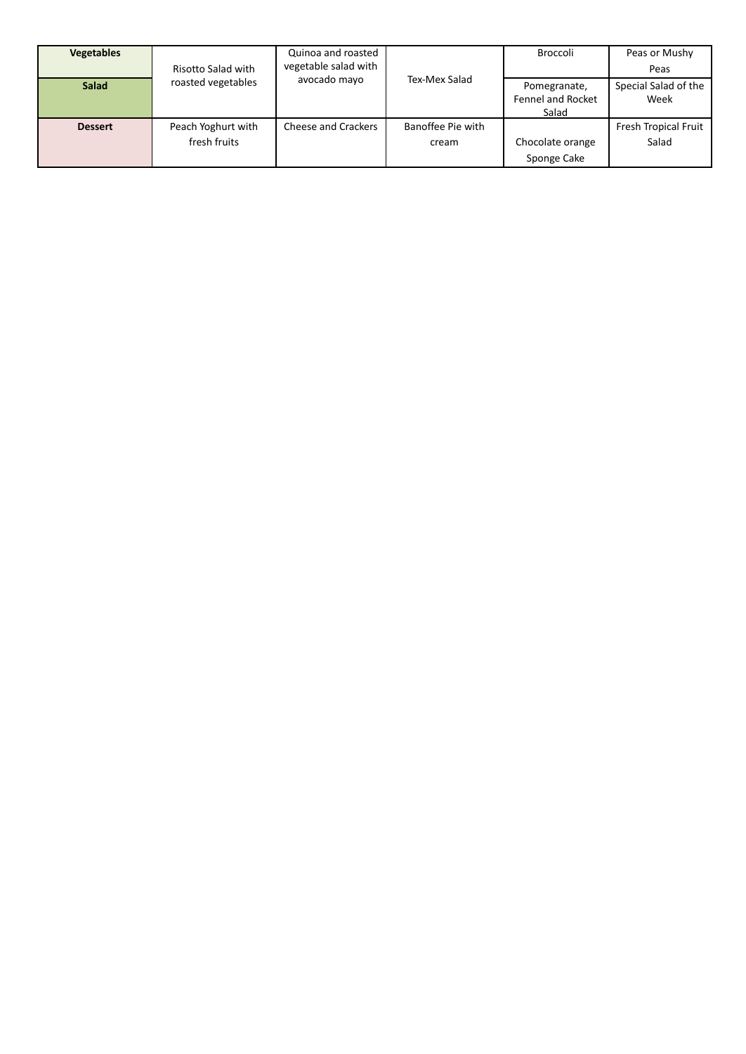| | | | | | |
|---|---|---|---|---|---|
| **Vegetables** | Risotto Salad with roasted vegetables | Quinoa and roasted vegetable salad with avocado mayo | Tex-Mex Salad | Broccoli | Peas or Mushy Peas |
| **Salad** | | | | Pomegranate, Fennel and Rocket Salad | Special Salad of the Week |
| **Dessert** | Peach Yoghurt with fresh fruits | Cheese and Crackers | Banoffee Pie with cream | Chocolate orange Sponge Cake | Fresh Tropical Fruit Salad |